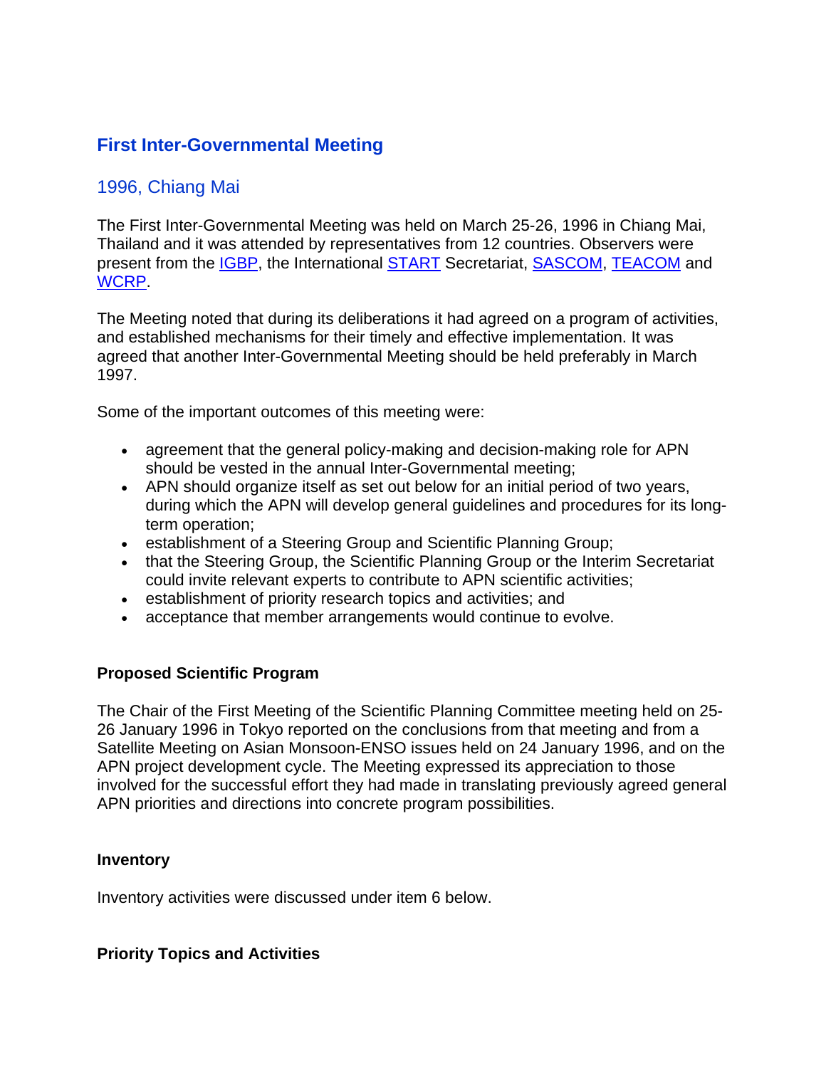# First Inter-Governmental Meeting

## 1996, Chiang Mai

The First Inter-Governmental Meeting was held on March 25-26, 1996 in Chiang Mai, Thailand and it was attended by representatives from 12 countries. Observers were present from the IGBP, the International START Secretariat, SASCOM, TEACOM and WCRP.

The Meeting noted that during its deliberations it had agreed on a program of activities, and established mechanisms for their timely and effective implementation. It was agreed that another Inter-Governmental Meeting should be held preferably in March 1997.

Some of the important outcomes of this meeting were:

- agreement that the general policy-making and decision-making role for APN should be vested in the annual Inter-Governmental meeting;
- APN should organize itself as set out below for an initial period of two years, during which the APN will develop general guidelines and procedures for its long-term operation;
- establishment of a Steering Group and Scientific Planning Group;
- that the Steering Group, the Scientific Planning Group or the Interim Secretariat could invite relevant experts to contribute to APN scientific activities;
- establishment of priority research topics and activities; and
- acceptance that member arrangements would continue to evolve.

### Proposed Scientific Program

The Chair of the First Meeting of the Scientific Planning Committee meeting held on 25-26 January 1996 in Tokyo reported on the conclusions from that meeting and from a Satellite Meeting on Asian Monsoon-ENSO issues held on 24 January 1996, and on the APN project development cycle. The Meeting expressed its appreciation to those involved for the successful effort they had made in translating previously agreed general APN priorities and directions into concrete program possibilities.

### Inventory

Inventory activities were discussed under item 6 below.

### Priority Topics and Activities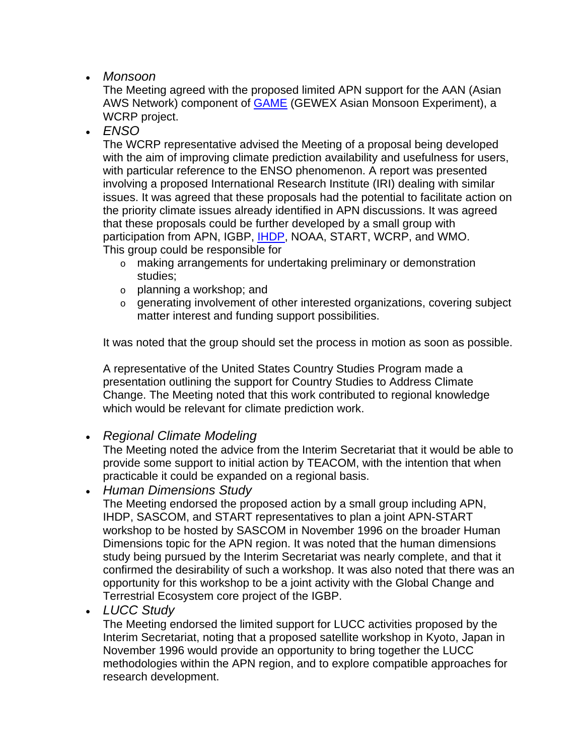- *Monsoon*
  The Meeting agreed with the proposed limited APN support for the AAN (Asian AWS Network) component of GAME (GEWEX Asian Monsoon Experiment), a WCRP project.
- *ENSO*
  The WCRP representative advised the Meeting of a proposal being developed with the aim of improving climate prediction availability and usefulness for users, with particular reference to the ENSO phenomenon. A report was presented involving a proposed International Research Institute (IRI) dealing with similar issues. It was agreed that these proposals had the potential to facilitate action on the priority climate issues already identified in APN discussions. It was agreed that these proposals could be further developed by a small group with participation from APN, IGBP, IHDP, NOAA, START, WCRP, and WMO. This group could be responsible for
  - making arrangements for undertaking preliminary or demonstration studies;
  - planning a workshop; and
  - generating involvement of other interested organizations, covering subject matter interest and funding support possibilities.

  It was noted that the group should set the process in motion as soon as possible.

  A representative of the United States Country Studies Program made a presentation outlining the support for Country Studies to Address Climate Change. The Meeting noted that this work contributed to regional knowledge which would be relevant for climate prediction work.

- *Regional Climate Modeling*
  The Meeting noted the advice from the Interim Secretariat that it would be able to provide some support to initial action by TEACOM, with the intention that when practicable it could be expanded on a regional basis.
- *Human Dimensions Study*
  The Meeting endorsed the proposed action by a small group including APN, IHDP, SASCOM, and START representatives to plan a joint APN-START workshop to be hosted by SASCOM in November 1996 on the broader Human Dimensions topic for the APN region. It was noted that the human dimensions study being pursued by the Interim Secretariat was nearly complete, and that it confirmed the desirability of such a workshop. It was also noted that there was an opportunity for this workshop to be a joint activity with the Global Change and Terrestrial Ecosystem core project of the IGBP.
- *LUCC Study*
  The Meeting endorsed the limited support for LUCC activities proposed by the Interim Secretariat, noting that a proposed satellite workshop in Kyoto, Japan in November 1996 would provide an opportunity to bring together the LUCC methodologies within the APN region, and to explore compatible approaches for research development.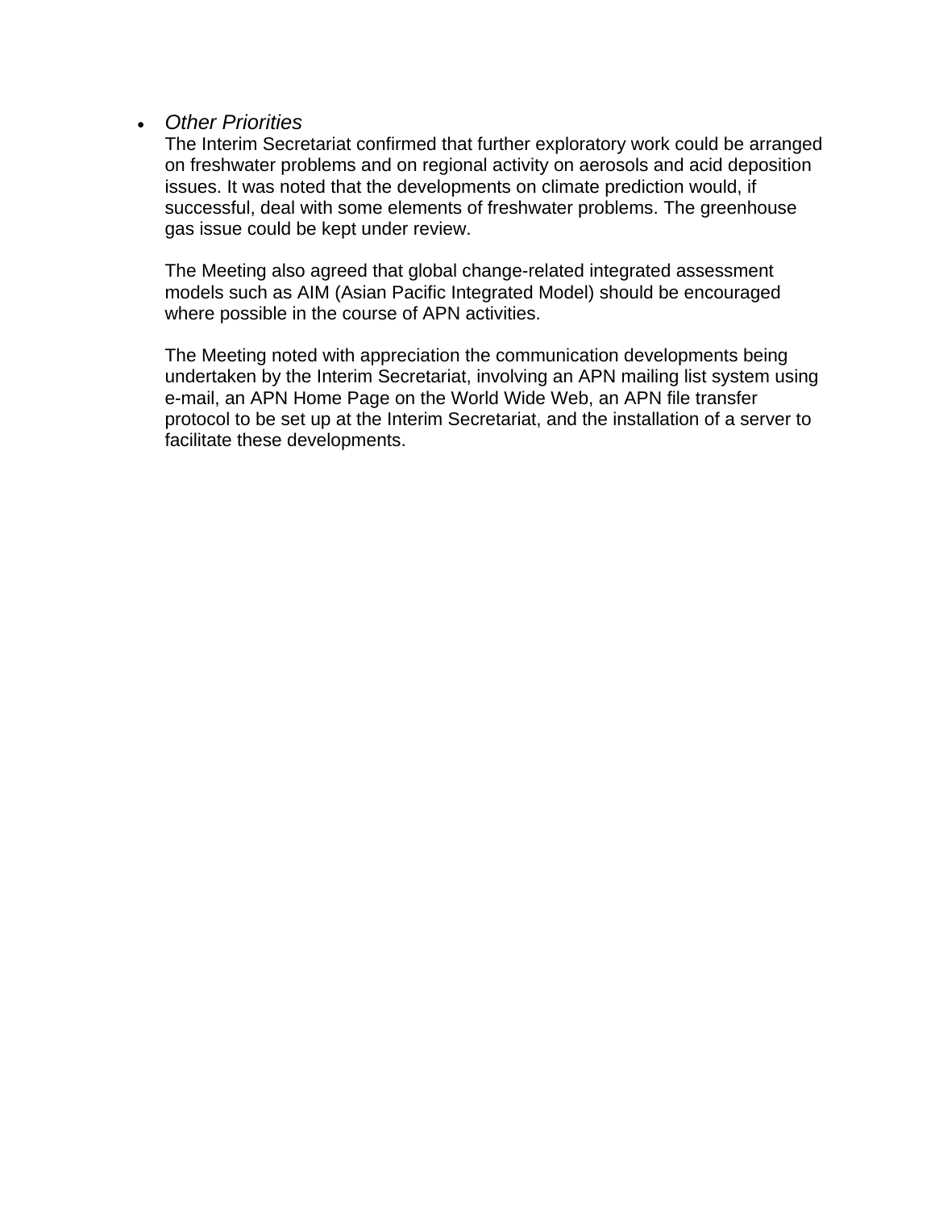- *Other Priorities*

  The Interim Secretariat confirmed that further exploratory work could be arranged on freshwater problems and on regional activity on aerosols and acid deposition issues. It was noted that the developments on climate prediction would, if successful, deal with some elements of freshwater problems. The greenhouse gas issue could be kept under review.

  The Meeting also agreed that global change-related integrated assessment models such as AIM (Asian Pacific Integrated Model) should be encouraged where possible in the course of APN activities.

  The Meeting noted with appreciation the communication developments being undertaken by the Interim Secretariat, involving an APN mailing list system using e-mail, an APN Home Page on the World Wide Web, an APN file transfer protocol to be set up at the Interim Secretariat, and the installation of a server to facilitate these developments.